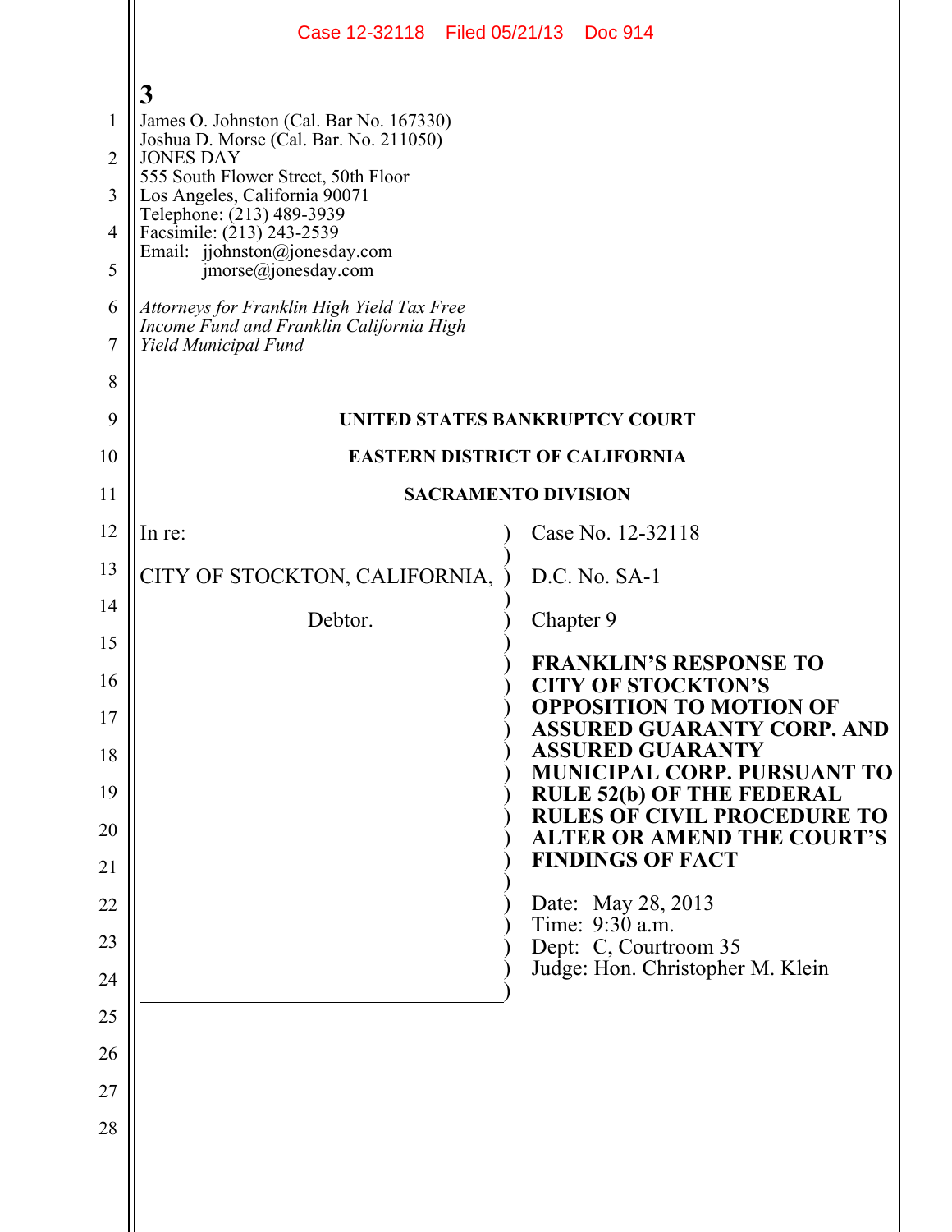James O. Johnston (Cal. Bar No. 167330)
Joshua D. Morse (Cal. Bar. No. 211050)
JONES DAY
555 South Flower Street, 50th Floor
Los Angeles, California 90071
Telephone: (213) 489-3939
Facsimile: (213) 243-2539
Email: jjohnston@jonesday.com
jmorse@jonesday.com

*Attorneys for Franklin High Yield Tax Free Income Fund and Franklin California High Yield Municipal Fund*

**UNITED STATES BANKRUPTCY COURT**

**EASTERN DISTRICT OF CALIFORNIA**

**SACRAMENTO DIVISION**

| | |
|---|---|
| In re:<br><br>CITY OF STOCKTON, CALIFORNIA,<br><br>Debtor. | Case No. 12-32118<br><br>D.C. No. SA-1<br><br>Chapter 9<br><br>**FRANKLIN'S RESPONSE TO CITY OF STOCKTON'S OPPOSITION TO MOTION OF ASSURED GUARANTY CORP. AND ASSURED GUARANTY MUNICIPAL CORP. PURSUANT TO RULE 52(b) OF THE FEDERAL RULES OF CIVIL PROCEDURE TO ALTER OR AMEND THE COURT'S FINDINGS OF FACT**<br><br>Date: May 28, 2013<br>Time: 9:30 a.m.<br>Dept: C, Courtroom 35<br>Judge: Hon. Christopher M. Klein |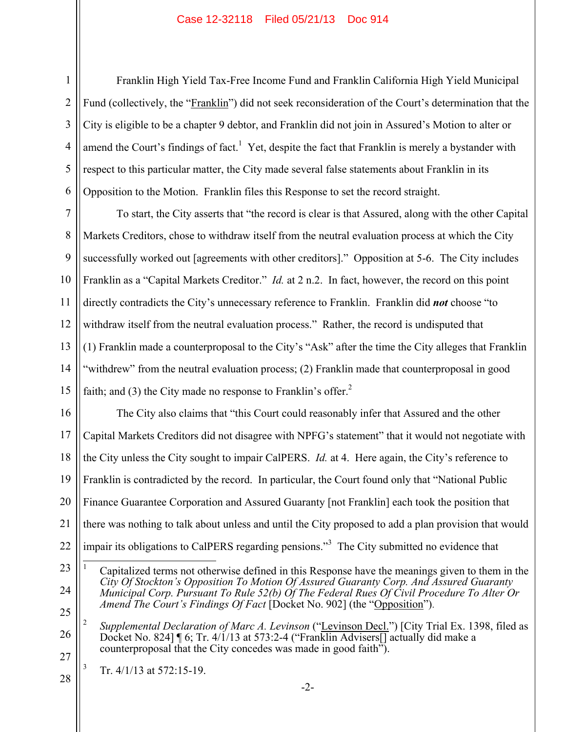Franklin High Yield Tax-Free Income Fund and Franklin California High Yield Municipal Fund (collectively, the "Franklin") did not seek reconsideration of the Court's determination that the City is eligible to be a chapter 9 debtor, and Franklin did not join in Assured's Motion to alter or amend the Court's findings of fact.[1] Yet, despite the fact that Franklin is merely a bystander with respect to this particular matter, the City made several false statements about Franklin in its Opposition to the Motion. Franklin files this Response to set the record straight.

To start, the City asserts that "the record is clear is that Assured, along with the other Capital Markets Creditors, chose to withdraw itself from the neutral evaluation process at which the City successfully worked out [agreements with other creditors]." Opposition at 5-6. The City includes Franklin as a "Capital Markets Creditor." *Id.* at 2 n.2. In fact, however, the record on this point directly contradicts the City's unnecessary reference to Franklin. Franklin did ***not*** choose "to withdraw itself from the neutral evaluation process." Rather, the record is undisputed that (1) Franklin made a counterproposal to the City's "Ask" after the time the City alleges that Franklin "withdrew" from the neutral evaluation process; (2) Franklin made that counterproposal in good faith; and (3) the City made no response to Franklin's offer.[2]

The City also claims that "this Court could reasonably infer that Assured and the other Capital Markets Creditors did not disagree with NPFG's statement" that it would not negotiate with the City unless the City sought to impair CalPERS. *Id.* at 4. Here again, the City's reference to Franklin is contradicted by the record. In particular, the Court found only that "National Public Finance Guarantee Corporation and Assured Guaranty [not Franklin] each took the position that there was nothing to talk about unless and until the City proposed to add a plan provision that would impair its obligations to CalPERS regarding pensions."[3] The City submitted no evidence that

---

[1] Capitalized terms not otherwise defined in this Response have the meanings given to them in the *City Of Stockton's Opposition To Motion Of Assured Guaranty Corp. And Assured Guaranty Municipal Corp. Pursuant To Rule 52(b) Of The Federal Rues Of Civil Procedure To Alter Or Amend The Court's Findings Of Fact* [Docket No. 902] (the "Opposition").

[2] *Supplemental Declaration of Marc A. Levinson* ("Levinson Decl.") [City Trial Ex. 1398, filed as Docket No. 824] ¶ 6; Tr. 4/1/13 at 573:2-4 ("Franklin Advisers[] actually did make a counterproposal that the City concedes was made in good faith").

[3] Tr. 4/1/13 at 572:15-19.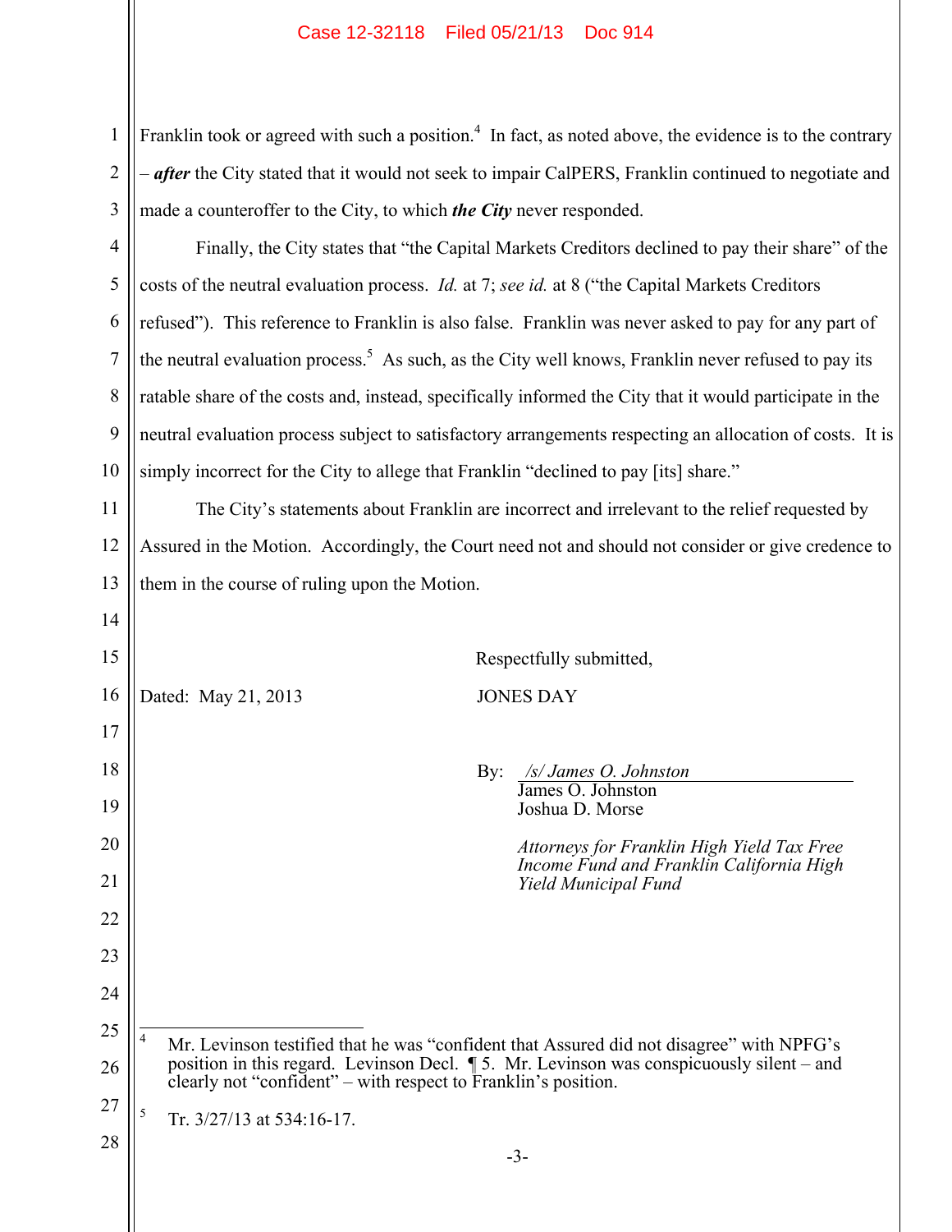Franklin took or agreed with such a position.[4] In fact, as noted above, the evidence is to the contrary – ***after*** the City stated that it would not seek to impair CalPERS, Franklin continued to negotiate and made a counteroffer to the City, to which ***the City*** never responded.

Finally, the City states that "the Capital Markets Creditors declined to pay their share" of the costs of the neutral evaluation process. *Id.* at 7; *see id.* at 8 ("the Capital Markets Creditors refused"). This reference to Franklin is also false. Franklin was never asked to pay for any part of the neutral evaluation process.[5] As such, as the City well knows, Franklin never refused to pay its ratable share of the costs and, instead, specifically informed the City that it would participate in the neutral evaluation process subject to satisfactory arrangements respecting an allocation of costs. It is simply incorrect for the City to allege that Franklin "declined to pay [its] share."

The City's statements about Franklin are incorrect and irrelevant to the relief requested by Assured in the Motion. Accordingly, the Court need not and should not consider or give credence to them in the course of ruling upon the Motion.

Respectfully submitted,

Dated: May 21, 2013

JONES DAY

By: */s/ James O. Johnston*
James O. Johnston
Joshua D. Morse

*Attorneys for Franklin High Yield Tax Free Income Fund and Franklin California High Yield Municipal Fund*

---

[4] Mr. Levinson testified that he was "confident that Assured did not disagree" with NPFG's position in this regard. Levinson Decl. ¶ 5. Mr. Levinson was conspicuously silent – and clearly not "confident" – with respect to Franklin's position.

[5] Tr. 3/27/13 at 534:16-17.